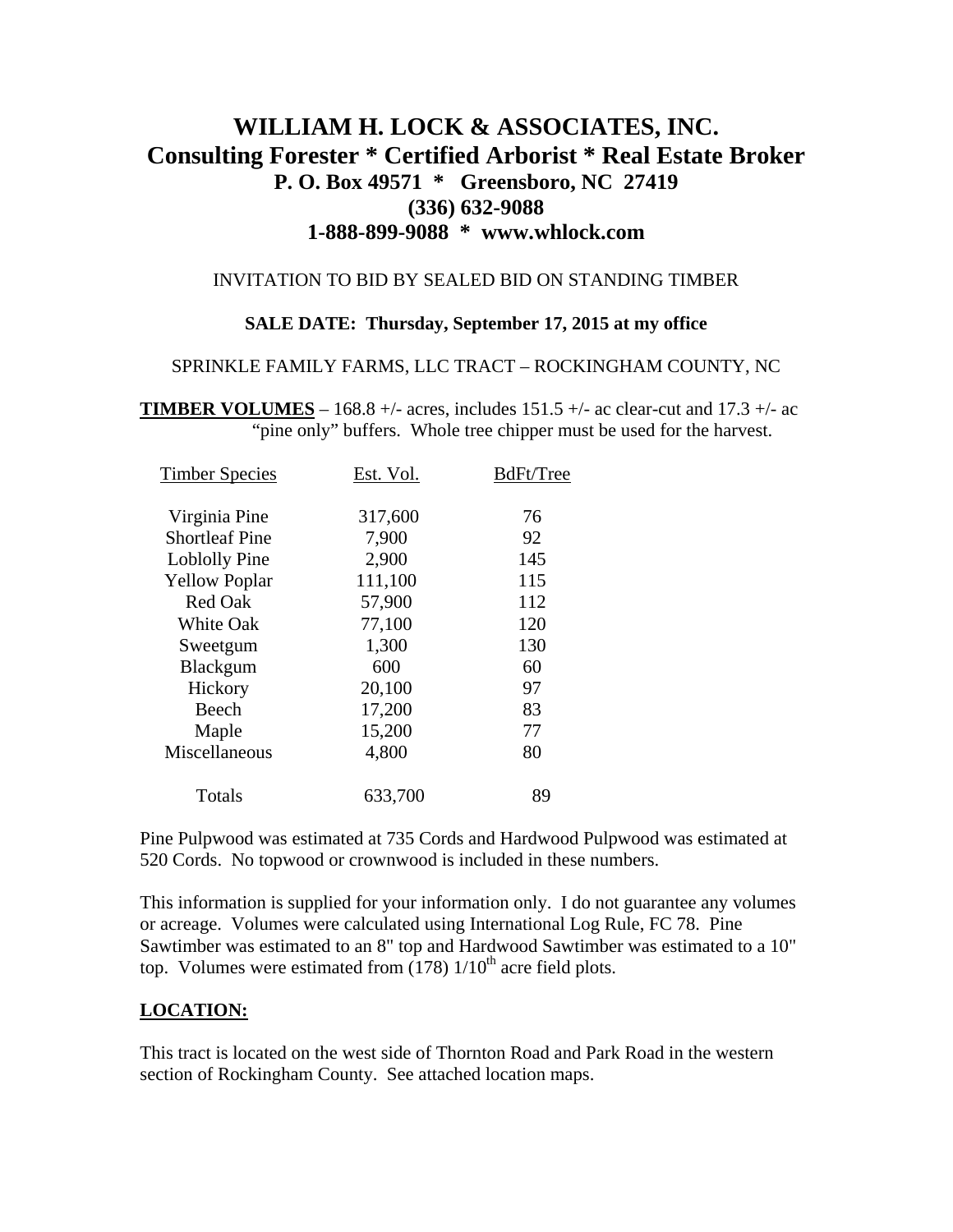# WILLIAM H. LOCK & ASSOCIATES, INC.
## Consulting Forester * Certified Arborist * Real Estate Broker
### P. O. Box 49571 * Greensboro, NC 27419
### (336) 632-9088
### 1-888-899-9088 * www.whlock.com

INVITATION TO BID BY SEALED BID ON STANDING TIMBER

**SALE DATE: Thursday, September 17, 2015 at my office**

SPRINKLE FAMILY FARMS, LLC TRACT – ROCKINGHAM COUNTY, NC

**TIMBER VOLUMES** – 168.8 +/- acres, includes 151.5 +/- ac clear-cut and 17.3 +/- ac "pine only" buffers. Whole tree chipper must be used for the harvest.

| Timber Species | Est. Vol. | BdFt/Tree |
|---|---|---|
| Virginia Pine | 317,600 | 76 |
| Shortleaf Pine | 7,900 | 92 |
| Loblolly Pine | 2,900 | 145 |
| Yellow Poplar | 111,100 | 115 |
| Red Oak | 57,900 | 112 |
| White Oak | 77,100 | 120 |
| Sweetgum | 1,300 | 130 |
| Blackgum | 600 | 60 |
| Hickory | 20,100 | 97 |
| Beech | 17,200 | 83 |
| Maple | 15,200 | 77 |
| Miscellaneous | 4,800 | 80 |
| Totals | 633,700 | 89 |

Pine Pulpwood was estimated at 735 Cords and Hardwood Pulpwood was estimated at 520 Cords. No topwood or crownwood is included in these numbers.

This information is supplied for your information only. I do not guarantee any volumes or acreage. Volumes were calculated using International Log Rule, FC 78. Pine Sawtimber was estimated to an 8" top and Hardwood Sawtimber was estimated to a 10" top. Volumes were estimated from (178) 1/10th acre field plots.

**LOCATION:**

This tract is located on the west side of Thornton Road and Park Road in the western section of Rockingham County. See attached location maps.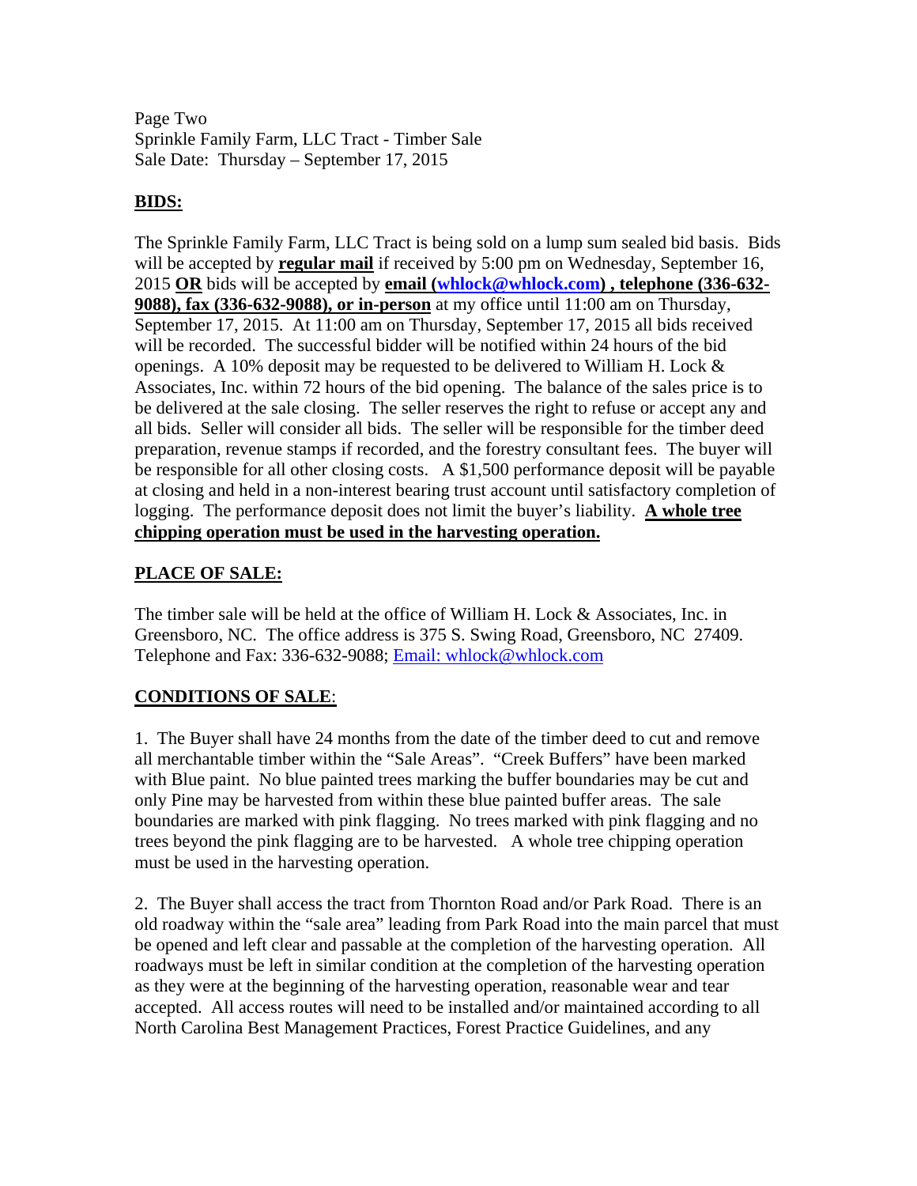Page Two
Sprinkle Family Farm, LLC Tract - Timber Sale
Sale Date: Thursday – September 17, 2015

## BIDS:

The Sprinkle Family Farm, LLC Tract is being sold on a lump sum sealed bid basis. Bids will be accepted by **regular mail** if received by 5:00 pm on Wednesday, September 16, 2015 **OR** bids will be accepted by **email (whlock@whlock.com) , telephone (336-632-9088), fax (336-632-9088), or in-person** at my office until 11:00 am on Thursday, September 17, 2015. At 11:00 am on Thursday, September 17, 2015 all bids received will be recorded. The successful bidder will be notified within 24 hours of the bid openings. A 10% deposit may be requested to be delivered to William H. Lock & Associates, Inc. within 72 hours of the bid opening. The balance of the sales price is to be delivered at the sale closing. The seller reserves the right to refuse or accept any and all bids. Seller will consider all bids. The seller will be responsible for the timber deed preparation, revenue stamps if recorded, and the forestry consultant fees. The buyer will be responsible for all other closing costs. A $1,500 performance deposit will be payable at closing and held in a non-interest bearing trust account until satisfactory completion of logging. The performance deposit does not limit the buyer's liability. **A whole tree chipping operation must be used in the harvesting operation.**

## PLACE OF SALE:

The timber sale will be held at the office of William H. Lock & Associates, Inc. in Greensboro, NC. The office address is 375 S. Swing Road, Greensboro, NC 27409. Telephone and Fax: 336-632-9088; Email: whlock@whlock.com

## CONDITIONS OF SALE:

1. The Buyer shall have 24 months from the date of the timber deed to cut and remove all merchantable timber within the "Sale Areas". "Creek Buffers" have been marked with Blue paint. No blue painted trees marking the buffer boundaries may be cut and only Pine may be harvested from within these blue painted buffer areas. The sale boundaries are marked with pink flagging. No trees marked with pink flagging and no trees beyond the pink flagging are to be harvested. A whole tree chipping operation must be used in the harvesting operation.

2. The Buyer shall access the tract from Thornton Road and/or Park Road. There is an old roadway within the "sale area" leading from Park Road into the main parcel that must be opened and left clear and passable at the completion of the harvesting operation. All roadways must be left in similar condition at the completion of the harvesting operation as they were at the beginning of the harvesting operation, reasonable wear and tear accepted. All access routes will need to be installed and/or maintained according to all North Carolina Best Management Practices, Forest Practice Guidelines, and any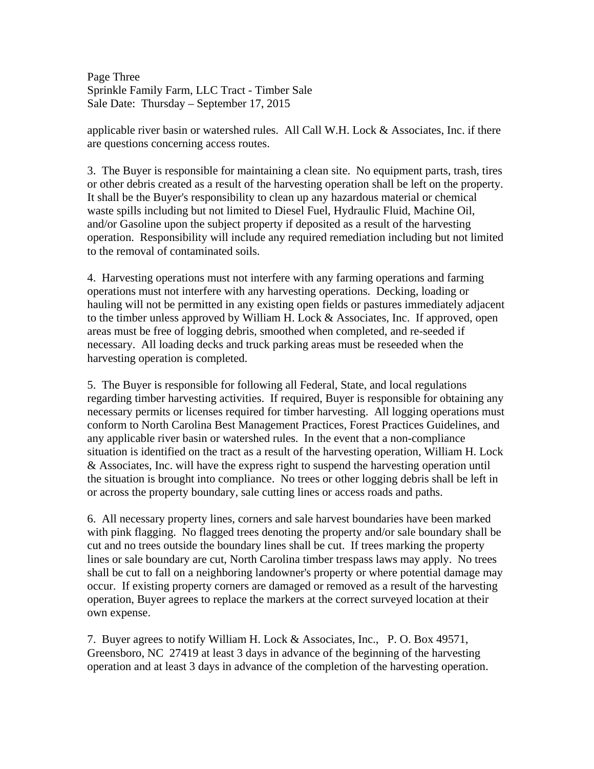applicable river basin or watershed rules. All Call W.H. Lock & Associates, Inc. if there are questions concerning access routes.

3. The Buyer is responsible for maintaining a clean site. No equipment parts, trash, tires or other debris created as a result of the harvesting operation shall be left on the property. It shall be the Buyer's responsibility to clean up any hazardous material or chemical waste spills including but not limited to Diesel Fuel, Hydraulic Fluid, Machine Oil, and/or Gasoline upon the subject property if deposited as a result of the harvesting operation. Responsibility will include any required remediation including but not limited to the removal of contaminated soils.

4. Harvesting operations must not interfere with any farming operations and farming operations must not interfere with any harvesting operations. Decking, loading or hauling will not be permitted in any existing open fields or pastures immediately adjacent to the timber unless approved by William H. Lock & Associates, Inc. If approved, open areas must be free of logging debris, smoothed when completed, and re-seeded if necessary. All loading decks and truck parking areas must be reseeded when the harvesting operation is completed.

5. The Buyer is responsible for following all Federal, State, and local regulations regarding timber harvesting activities. If required, Buyer is responsible for obtaining any necessary permits or licenses required for timber harvesting. All logging operations must conform to North Carolina Best Management Practices, Forest Practices Guidelines, and any applicable river basin or watershed rules. In the event that a non-compliance situation is identified on the tract as a result of the harvesting operation, William H. Lock & Associates, Inc. will have the express right to suspend the harvesting operation until the situation is brought into compliance. No trees or other logging debris shall be left in or across the property boundary, sale cutting lines or access roads and paths.

6. All necessary property lines, corners and sale harvest boundaries have been marked with pink flagging. No flagged trees denoting the property and/or sale boundary shall be cut and no trees outside the boundary lines shall be cut. If trees marking the property lines or sale boundary are cut, North Carolina timber trespass laws may apply. No trees shall be cut to fall on a neighboring landowner's property or where potential damage may occur. If existing property corners are damaged or removed as a result of the harvesting operation, Buyer agrees to replace the markers at the correct surveyed location at their own expense.

7. Buyer agrees to notify William H. Lock & Associates, Inc., P. O. Box 49571, Greensboro, NC 27419 at least 3 days in advance of the beginning of the harvesting operation and at least 3 days in advance of the completion of the harvesting operation.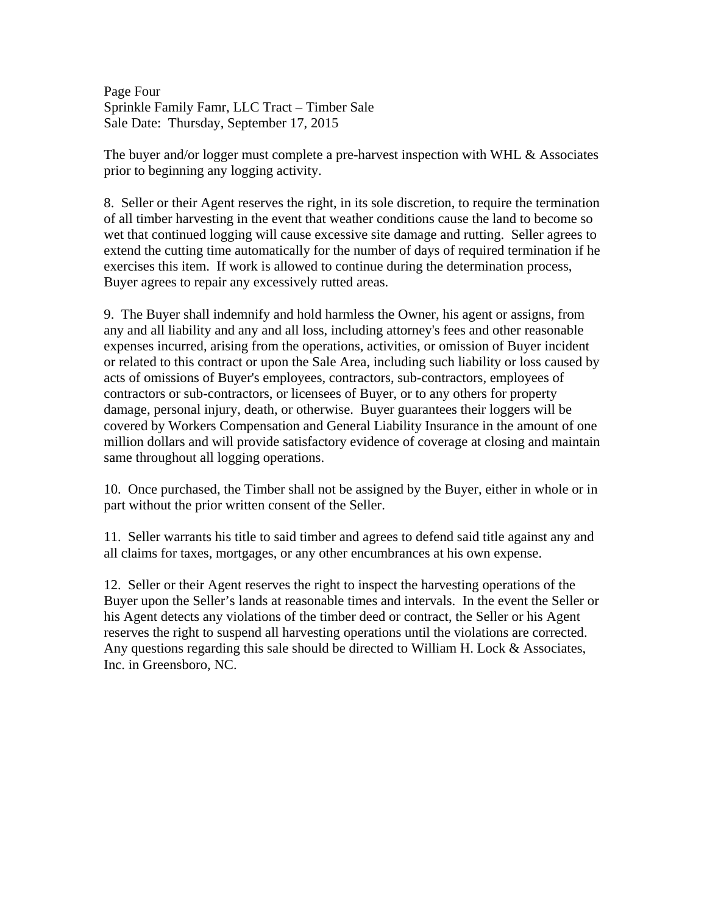The buyer and/or logger must complete a pre-harvest inspection with WHL & Associates prior to beginning any logging activity.

8. Seller or their Agent reserves the right, in its sole discretion, to require the termination of all timber harvesting in the event that weather conditions cause the land to become so wet that continued logging will cause excessive site damage and rutting. Seller agrees to extend the cutting time automatically for the number of days of required termination if he exercises this item. If work is allowed to continue during the determination process, Buyer agrees to repair any excessively rutted areas.

9. The Buyer shall indemnify and hold harmless the Owner, his agent or assigns, from any and all liability and any and all loss, including attorney's fees and other reasonable expenses incurred, arising from the operations, activities, or omission of Buyer incident or related to this contract or upon the Sale Area, including such liability or loss caused by acts of omissions of Buyer's employees, contractors, sub-contractors, employees of contractors or sub-contractors, or licensees of Buyer, or to any others for property damage, personal injury, death, or otherwise. Buyer guarantees their loggers will be covered by Workers Compensation and General Liability Insurance in the amount of one million dollars and will provide satisfactory evidence of coverage at closing and maintain same throughout all logging operations.

10. Once purchased, the Timber shall not be assigned by the Buyer, either in whole or in part without the prior written consent of the Seller.

11. Seller warrants his title to said timber and agrees to defend said title against any and all claims for taxes, mortgages, or any other encumbrances at his own expense.

12. Seller or their Agent reserves the right to inspect the harvesting operations of the Buyer upon the Seller's lands at reasonable times and intervals. In the event the Seller or his Agent detects any violations of the timber deed or contract, the Seller or his Agent reserves the right to suspend all harvesting operations until the violations are corrected. Any questions regarding this sale should be directed to William H. Lock & Associates, Inc. in Greensboro, NC.